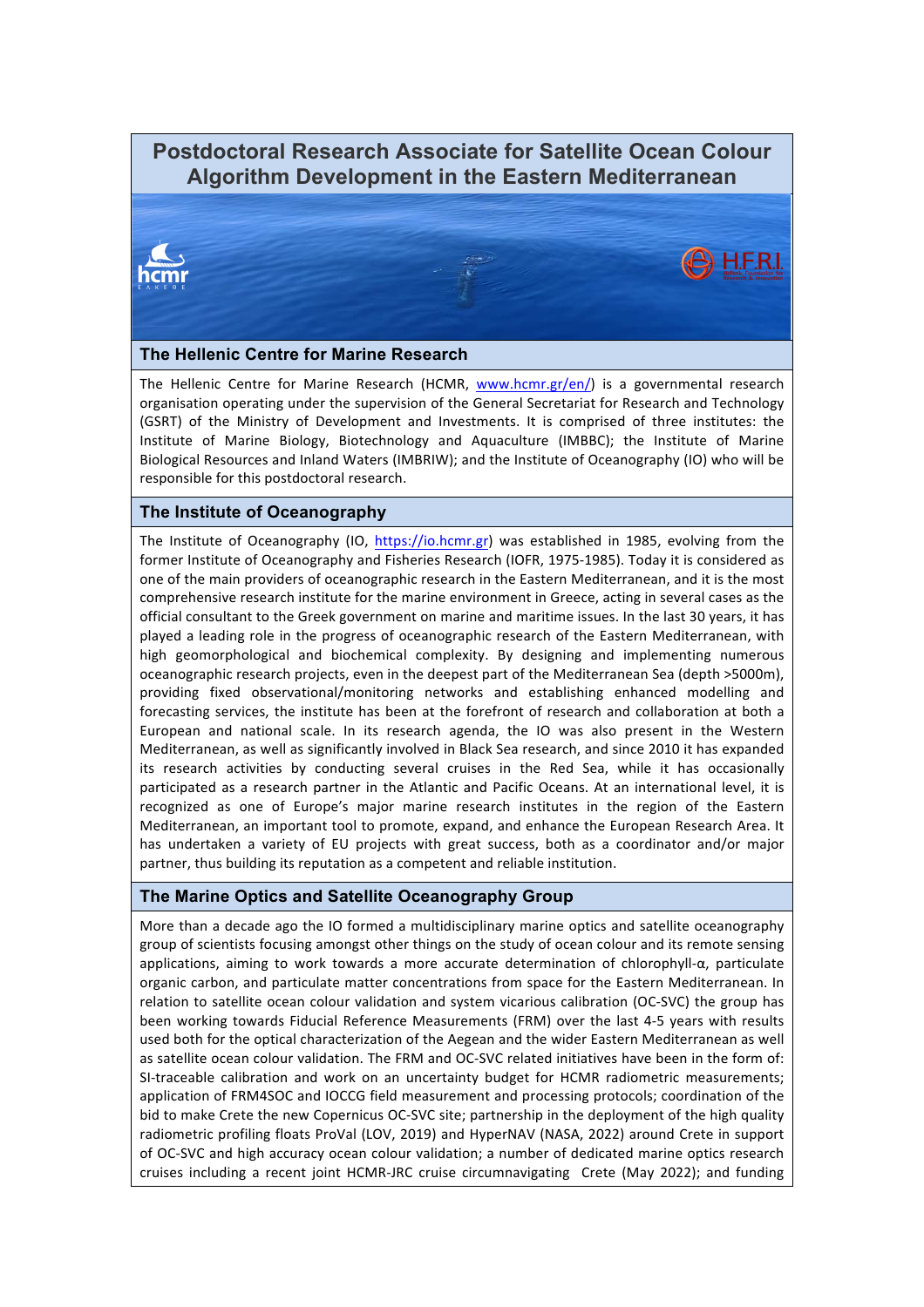# Postdoctoral Research Associate for Satellite Ocean Colour Algorithm Development in the Eastern Mediterranean

## The Hellenic Centre for Marine Research

The Hellenic Centre for Marine Research (HCMR, [www.hcmr.gr/en/](www.hcmr.gr/en/)) is a governmental research organisation operating under the supervision of the General Secretariat for Research and Technology (GSRT) of the Ministry of Development and Investments. It is comprised of three institutes: the Institute of Marine Biology, Biotechnology and Aquaculture (IMBBC); the Institute of Marine Biological Resources and Inland Waters (IMBRIW); and the Institute of Oceanography (IO) who will be responsible for this postdoctoral research.

## The Institute of Oceanography

The Institute of Oceanography (IO, [https://io.hcmr.gr](https://io.hcmr.gr)) was established in 1985, evolving from the former Institute of Oceanography and Fisheries Research (IOFR, 1975-1985). Today it is considered as one of the main providers of oceanographic research in the Eastern Mediterranean, and it is the most comprehensive research institute for the marine environment in Greece, acting in several cases as the official consultant to the Greek government on marine and maritime issues. In the last 30 years, it has played a leading role in the progress of oceanographic research of the Eastern Mediterranean, with high geomorphological and biochemical complexity. By designing and implementing numerous oceanographic research projects, even in the deepest part of the Mediterranean Sea (depth >5000m), providing fixed observational/monitoring networks and establishing enhanced modelling and forecasting services, the institute has been at the forefront of research and collaboration at both a European and national scale. In its research agenda, the IO was also present in the Western Mediterranean, as well as significantly involved in Black Sea research, and since 2010 it has expanded its research activities by conducting several cruises in the Red Sea, while it has occasionally participated as a research partner in the Atlantic and Pacific Oceans. At an international level, it is recognized as one of Europe's major marine research institutes in the region of the Eastern Mediterranean, an important tool to promote, expand, and enhance the European Research Area. It has undertaken a variety of EU projects with great success, both as a coordinator and/or major partner, thus building its reputation as a competent and reliable institution.

## The Marine Optics and Satellite Oceanography Group

More than a decade ago the IO formed a multidisciplinary marine optics and satellite oceanography group of scientists focusing amongst other things on the study of ocean colour and its remote sensing applications, aiming to work towards a more accurate determination of chlorophyll-α, particulate organic carbon, and particulate matter concentrations from space for the Eastern Mediterranean. In relation to satellite ocean colour validation and system vicarious calibration (OC-SVC) the group has been working towards Fiducial Reference Measurements (FRM) over the last 4-5 years with results used both for the optical characterization of the Aegean and the wider Eastern Mediterranean as well as satellite ocean colour validation. The FRM and OC-SVC related initiatives have been in the form of: SI-traceable calibration and work on an uncertainty budget for HCMR radiometric measurements; application of FRM4SOC and IOCCG field measurement and processing protocols; coordination of the bid to make Crete the new Copernicus OC-SVC site; partnership in the deployment of the high quality radiometric profiling floats ProVal (LOV, 2019) and HyperNAV (NASA, 2022) around Crete in support of OC-SVC and high accuracy ocean colour validation; a number of dedicated marine optics research cruises including a recent joint HCMR-JRC cruise circumnavigating Crete (May 2022); and funding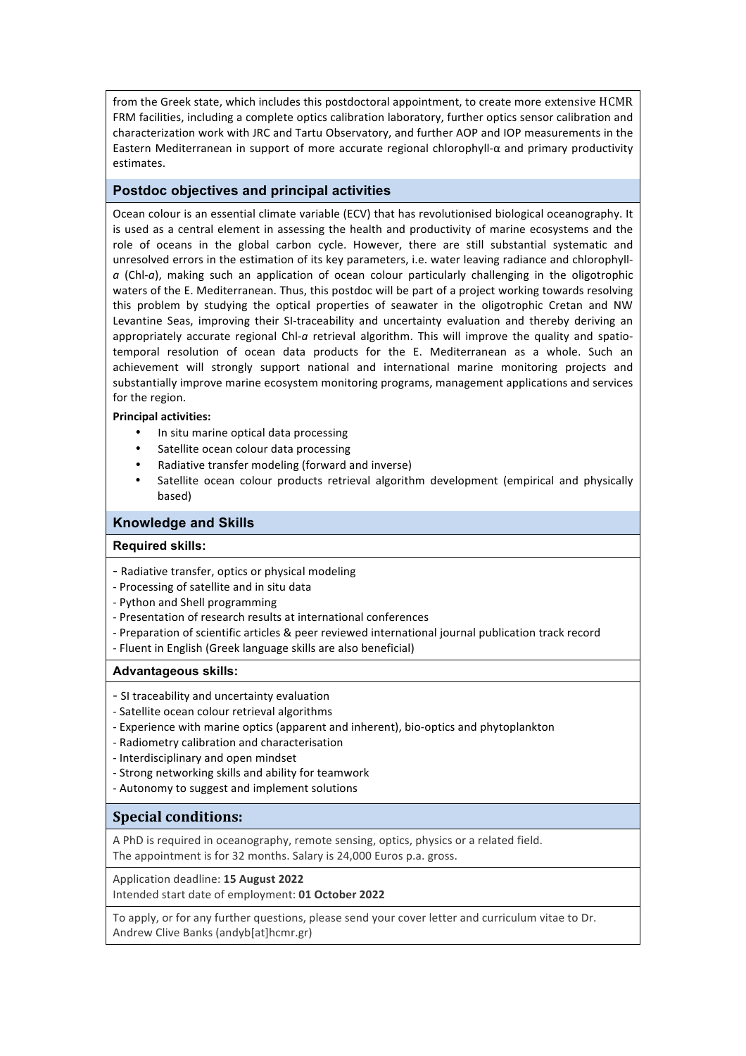from the Greek state, which includes this postdoctoral appointment, to create more extensive HCMR FRM facilities, including a complete optics calibration laboratory, further optics sensor calibration and characterization work with JRC and Tartu Observatory, and further AOP and IOP measurements in the Eastern Mediterranean in support of more accurate regional chlorophyll-α and primary productivity estimates.

## Postdoc objectives and principal activities

Ocean colour is an essential climate variable (ECV) that has revolutionised biological oceanography. It is used as a central element in assessing the health and productivity of marine ecosystems and the role of oceans in the global carbon cycle. However, there are still substantial systematic and unresolved errors in the estimation of its key parameters, i.e. water leaving radiance and chlorophyll-*a* (Chl-*a*), making such an application of ocean colour particularly challenging in the oligotrophic waters of the E. Mediterranean. Thus, this postdoc will be part of a project working towards resolving this problem by studying the optical properties of seawater in the oligotrophic Cretan and NW Levantine Seas, improving their SI-traceability and uncertainty evaluation and thereby deriving an appropriately accurate regional Chl-*a* retrieval algorithm. This will improve the quality and spatio-temporal resolution of ocean data products for the E. Mediterranean as a whole. Such an achievement will strongly support national and international marine monitoring projects and substantially improve marine ecosystem monitoring programs, management applications and services for the region.

**Principal activities:**

- In situ marine optical data processing
- Satellite ocean colour data processing
- Radiative transfer modeling (forward and inverse)
- Satellite ocean colour products retrieval algorithm development (empirical and physically based)

## Knowledge and Skills

### Required skills:

- Radiative transfer, optics or physical modeling
- Processing of satellite and in situ data
- Python and Shell programming
- Presentation of research results at international conferences
- Preparation of scientific articles & peer reviewed international journal publication track record
- Fluent in English (Greek language skills are also beneficial)

### Advantageous skills:

- SI traceability and uncertainty evaluation
- Satellite ocean colour retrieval algorithms
- Experience with marine optics (apparent and inherent), bio-optics and phytoplankton
- Radiometry calibration and characterisation
- Interdisciplinary and open mindset
- Strong networking skills and ability for teamwork
- Autonomy to suggest and implement solutions

## Special conditions:

A PhD is required in oceanography, remote sensing, optics, physics or a related field.
The appointment is for 32 months. Salary is 24,000 Euros p.a. gross.

Application deadline: **15 August 2022**
Intended start date of employment: **01 October 2022**

To apply, or for any further questions, please send your cover letter and curriculum vitae to Dr. Andrew Clive Banks (andyb[at]hcmr.gr)